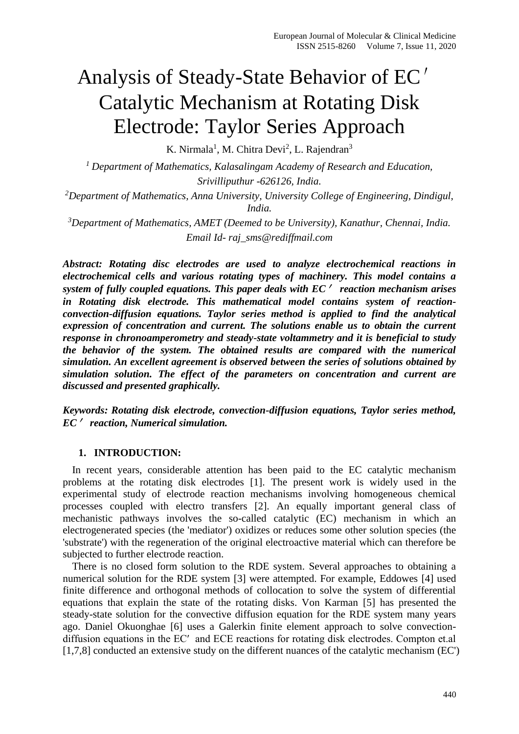# Analysis of Steady-State Behavior of EC′ Catalytic Mechanism at Rotating Disk Electrode: Taylor Series Approach

K. Nirmala[1], M. Chitra Devi[2], L. Rajendran[3]

[1] *Department of Mathematics, Kalasalingam Academy of Research and Education, Srivilliputhur -626126, India.*

[2] *Department of Mathematics, Anna University, University College of Engineering, Dindigul, India.*

[3] *Department of Mathematics, AMET (Deemed to be University), Kanathur, Chennai, India.*

*Email Id- raj_sms@rediffmail.com*

***Abstract: Rotating disc electrodes are used to analyze electrochemical reactions in electrochemical cells and various rotating types of machinery. This model contains a system of fully coupled equations. This paper deals with EC′ reaction mechanism arises in Rotating disk electrode. This mathematical model contains system of reaction-convection-diffusion equations. Taylor series method is applied to find the analytical expression of concentration and current. The solutions enable us to obtain the current response in chronoamperometry and steady-state voltammetry and it is beneficial to study the behavior of the system. The obtained results are compared with the numerical simulation. An excellent agreement is observed between the series of solutions obtained by simulation solution. The effect of the parameters on concentration and current are discussed and presented graphically.***

***Keywords: Rotating disk electrode, convection-diffusion equations, Taylor series method, EC′ reaction, Numerical simulation.***

## 1. INTRODUCTION:

In recent years, considerable attention has been paid to the EC catalytic mechanism problems at the rotating disk electrodes [1]. The present work is widely used in the experimental study of electrode reaction mechanisms involving homogeneous chemical processes coupled with electro transfers [2]. An equally important general class of mechanistic pathways involves the so-called catalytic (EC) mechanism in which an electrogenerated species (the 'mediator') oxidizes or reduces some other solution species (the 'substrate') with the regeneration of the original electroactive material which can therefore be subjected to further electrode reaction.

There is no closed form solution to the RDE system. Several approaches to obtaining a numerical solution for the RDE system [3] were attempted. For example, Eddowes [4] used finite difference and orthogonal methods of collocation to solve the system of differential equations that explain the state of the rotating disks. Von Karman [5] has presented the steady-state solution for the convective diffusion equation for the RDE system many years ago. Daniel Okuonghae [6] uses a Galerkin finite element approach to solve convection-diffusion equations in the EC′ and ECE reactions for rotating disk electrodes. Compton et.al [1,7,8] conducted an extensive study on the different nuances of the catalytic mechanism (EC')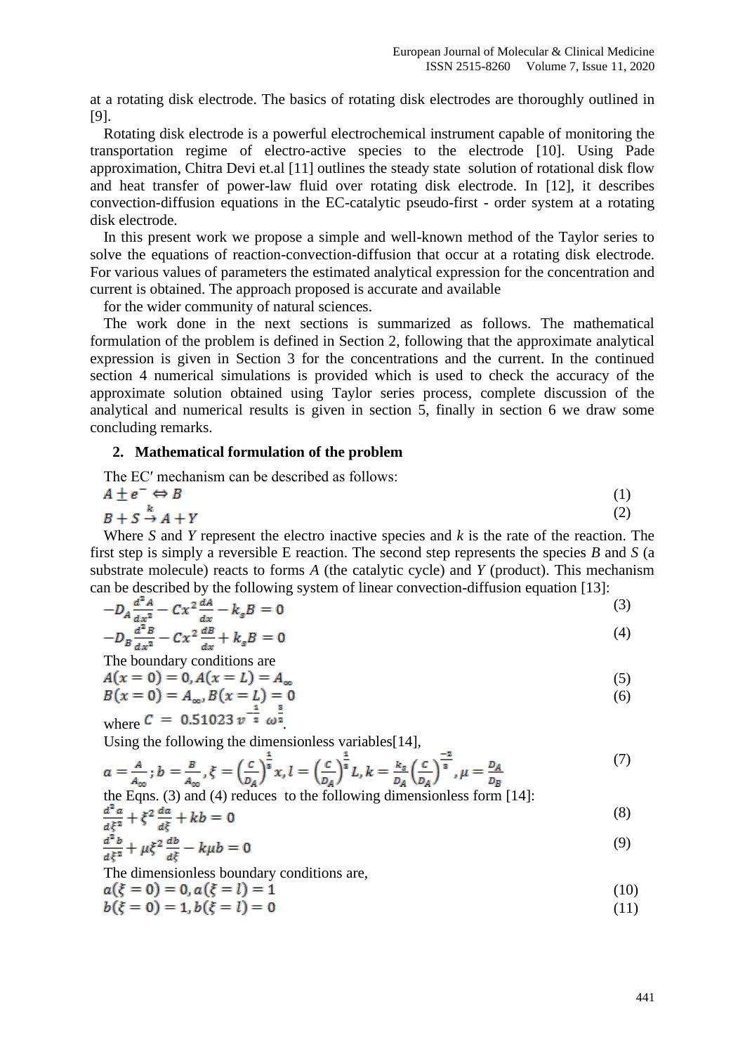at a rotating disk electrode. The basics of rotating disk electrodes are thoroughly outlined in [9].

Rotating disk electrode is a powerful electrochemical instrument capable of monitoring the transportation regime of electro-active species to the electrode [10]. Using Pade approximation, Chitra Devi et.al [11] outlines the steady state solution of rotational disk flow and heat transfer of power-law fluid over rotating disk electrode. In [12], it describes convection-diffusion equations in the EC-catalytic pseudo-first - order system at a rotating disk electrode.

In this present work we propose a simple and well-known method of the Taylor series to solve the equations of reaction-convection-diffusion that occur at a rotating disk electrode. For various values of parameters the estimated analytical expression for the concentration and current is obtained. The approach proposed is accurate and available

for the wider community of natural sciences.

The work done in the next sections is summarized as follows. The mathematical formulation of the problem is defined in Section 2, following that the approximate analytical expression is given in Section 3 for the concentrations and the current. In the continued section 4 numerical simulations is provided which is used to check the accuracy of the approximate solution obtained using Taylor series process, complete discussion of the analytical and numerical results is given in section 5, finally in section 6 we draw some concluding remarks.

## 2. Mathematical formulation of the problem

The EC′ mechanism can be described as follows:

$$A \pm e^{-} \Leftrightarrow B \tag{1}$$

$$B + S \xrightarrow{k} A + Y \tag{2}$$

Where *S* and *Y* represent the electro inactive species and *k* is the rate of the reaction. The first step is simply a reversible E reaction. The second step represents the species *B* and *S* (a substrate molecule) reacts to forms *A* (the catalytic cycle) and *Y* (product). This mechanism can be described by the following system of linear convection-diffusion equation [13]:

$$-D_A\frac{d^2A}{dx^2} - Cx^2\frac{dA}{dx} - k_sB = 0 \tag{3}$$

$$-D_B\frac{d^2B}{dx^2} - Cx^2\frac{dB}{dx} + k_sB = 0 \tag{4}$$

The boundary conditions are

$$A(x=0) = 0, A(x=L) = A_\infty \tag{5}$$

$$B(x=0) = A_\infty, B(x=L) = 0 \tag{6}$$

where $C = 0.51023\, v^{-\frac{1}{2}}\, \omega^{\frac{3}{2}}$.

Using the following the dimensionless variables[14],

$$a = \frac{A}{A_\infty}; b = \frac{B}{A_\infty}, \xi = \left(\frac{C}{D_A}\right)^{\frac{1}{3}}x, l = \left(\frac{C}{D_A}\right)^{\frac{1}{3}}L, k = \frac{k_s}{D_A}\left(\frac{C}{D_A}\right)^{\frac{-2}{3}}, \mu = \frac{D_A}{D_B} \tag{7}$$

the Eqns. (3) and (4) reduces to the following dimensionless form [14]:

$$\frac{d^2a}{d\xi^2} + \xi^2\frac{da}{d\xi} + kb = 0 \tag{8}$$

$$\frac{d^2b}{d\xi^2} + \mu\xi^2\frac{db}{d\xi} - k\mu b = 0 \tag{9}$$

The dimensionless boundary conditions are,

$$a(\xi=0) = 0, a(\xi=l) = 1 \tag{10}$$

$$b(\xi=0) = 1, b(\xi=l) = 0 \tag{11}$$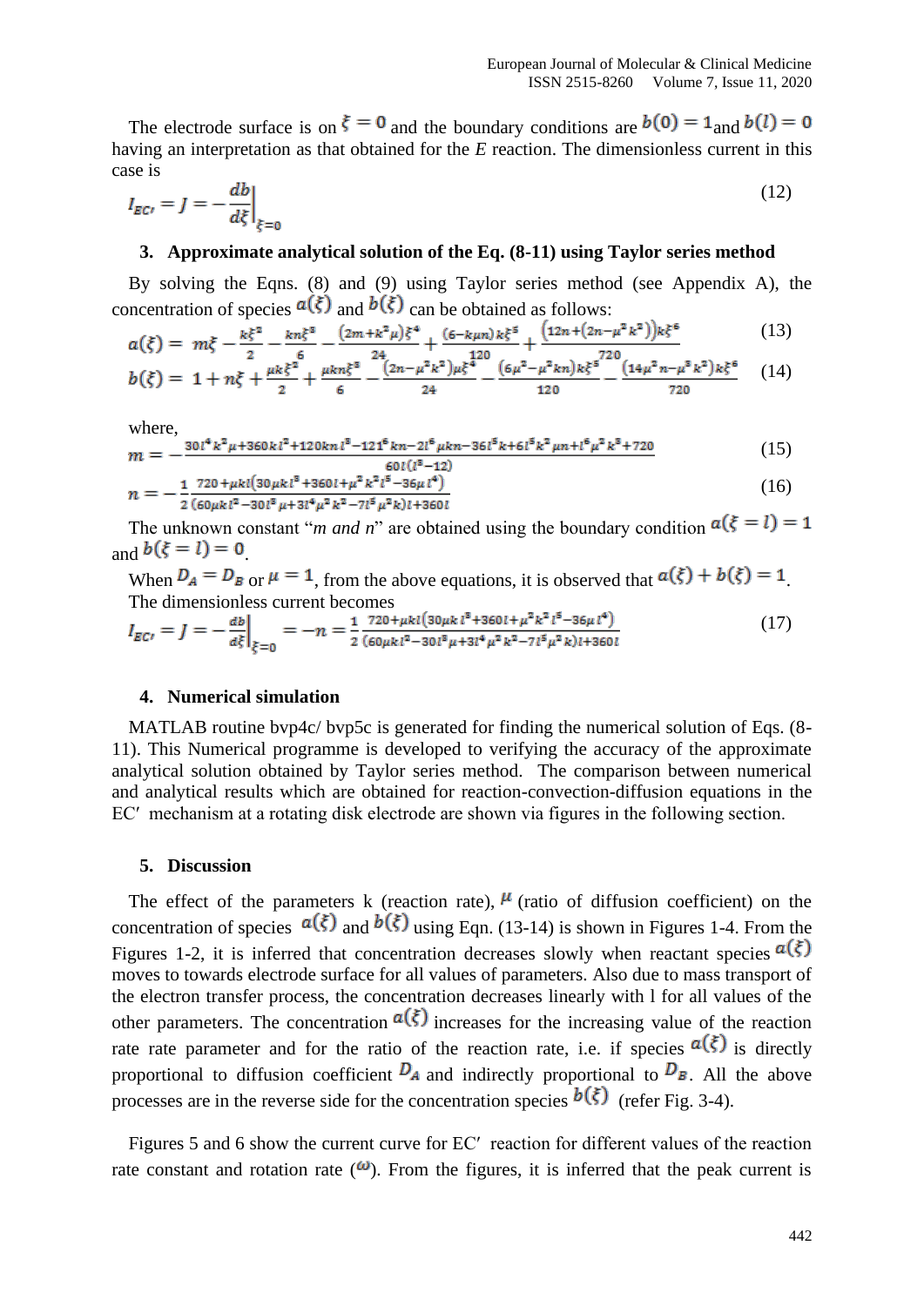The electrode surface is on $\xi = 0$ and the boundary conditions are $b(0) = 1$ and $b(l) = 0$ having an interpretation as that obtained for the *E* reaction. The dimensionless current in this case is

$$I_{EC'} = J = -\frac{db}{d\xi}\bigg|_{\xi=0} \tag{12}$$

### 3. Approximate analytical solution of the Eq. (8-11) using Taylor series method

By solving the Eqns. (8) and (9) using Taylor series method (see Appendix A), the concentration of species $a(\xi)$ and $b(\xi)$ can be obtained as follows:

$$a(\xi) = m\xi - \frac{k\xi^2}{2} - \frac{kn\xi^3}{6} - \frac{(2m+k^2\mu)\xi^4}{24} + \frac{(6-k\mu n)k\xi^5}{120} + \frac{(12n+(2n-\mu^2k^2))k\xi^6}{720} \tag{13}$$

$$b(\xi) = 1 + n\xi + \frac{\mu k\xi^2}{2} + \frac{\mu kn\xi^3}{6} - \frac{(2n-\mu^2k^2)\mu\xi^4}{24} - \frac{(6\mu^2-\mu^2kn)k\xi^5}{120} - \frac{(14\mu^2n-\mu^3k^2)k\xi^6}{720} \tag{14}$$

where,

$$m = -\frac{30l^4k^2\mu + 360kl^2 + 120knl^3 - 12l^6kn - 2l^6\mu kn - 36l^5k + 6l^5k^2\mu n + l^6\mu^2k^3 + 720}{60l(l^5-12)} \tag{15}$$

$$n = -\frac{1}{2}\frac{720 + \mu kl(30\mu kl^3 + 360l + \mu^2k^2l^5 - 36\mu l^4)}{(60\mu kl^2 - 30l^3\mu + 3l^4\mu^2k^2 - 7l^5\mu^2k)l + 360l} \tag{16}$$

The unknown constant "*m and n*" are obtained using the boundary condition $a(\xi = l) = 1$ and $b(\xi = l) = 0$.

When $D_A = D_B$ or $\mu = 1$, from the above equations, it is observed that $a(\xi) + b(\xi) = 1$.

The dimensionless current becomes

$$I_{EC'} = J = -\frac{db}{d\xi}\bigg|_{\xi=0} = -n = \frac{1}{2}\frac{720 + \mu kl(30\mu kl^3 + 360l + \mu^2k^2l^5 - 36\mu l^4)}{(60\mu kl^2 - 30l^3\mu + 3l^4\mu^2k^2 - 7l^5\mu^2k)l + 360l} \tag{17}$$

### 4. Numerical simulation

MATLAB routine bvp4c/ bvp5c is generated for finding the numerical solution of Eqs. (8-11). This Numerical programme is developed to verifying the accuracy of the approximate analytical solution obtained by Taylor series method. The comparison between numerical and analytical results which are obtained for reaction-convection-diffusion equations in the EC′ mechanism at a rotating disk electrode are shown via figures in the following section.

### 5. Discussion

The effect of the parameters k (reaction rate), $\mu$ (ratio of diffusion coefficient) on the concentration of species $a(\xi)$ and $b(\xi)$ using Eqn. (13-14) is shown in Figures 1-4. From the Figures 1-2, it is inferred that concentration decreases slowly when reactant species $a(\xi)$ moves to towards electrode surface for all values of parameters. Also due to mass transport of the electron transfer process, the concentration decreases linearly with l for all values of the other parameters. The concentration $a(\xi)$ increases for the increasing value of the reaction rate rate parameter and for the ratio of the reaction rate, i.e. if species $a(\xi)$ is directly proportional to diffusion coefficient $D_A$ and indirectly proportional to $D_B$. All the above processes are in the reverse side for the concentration species $b(\xi)$ (refer Fig. 3-4).

Figures 5 and 6 show the current curve for EC′ reaction for different values of the reaction rate constant and rotation rate ($\omega$). From the figures, it is inferred that the peak current is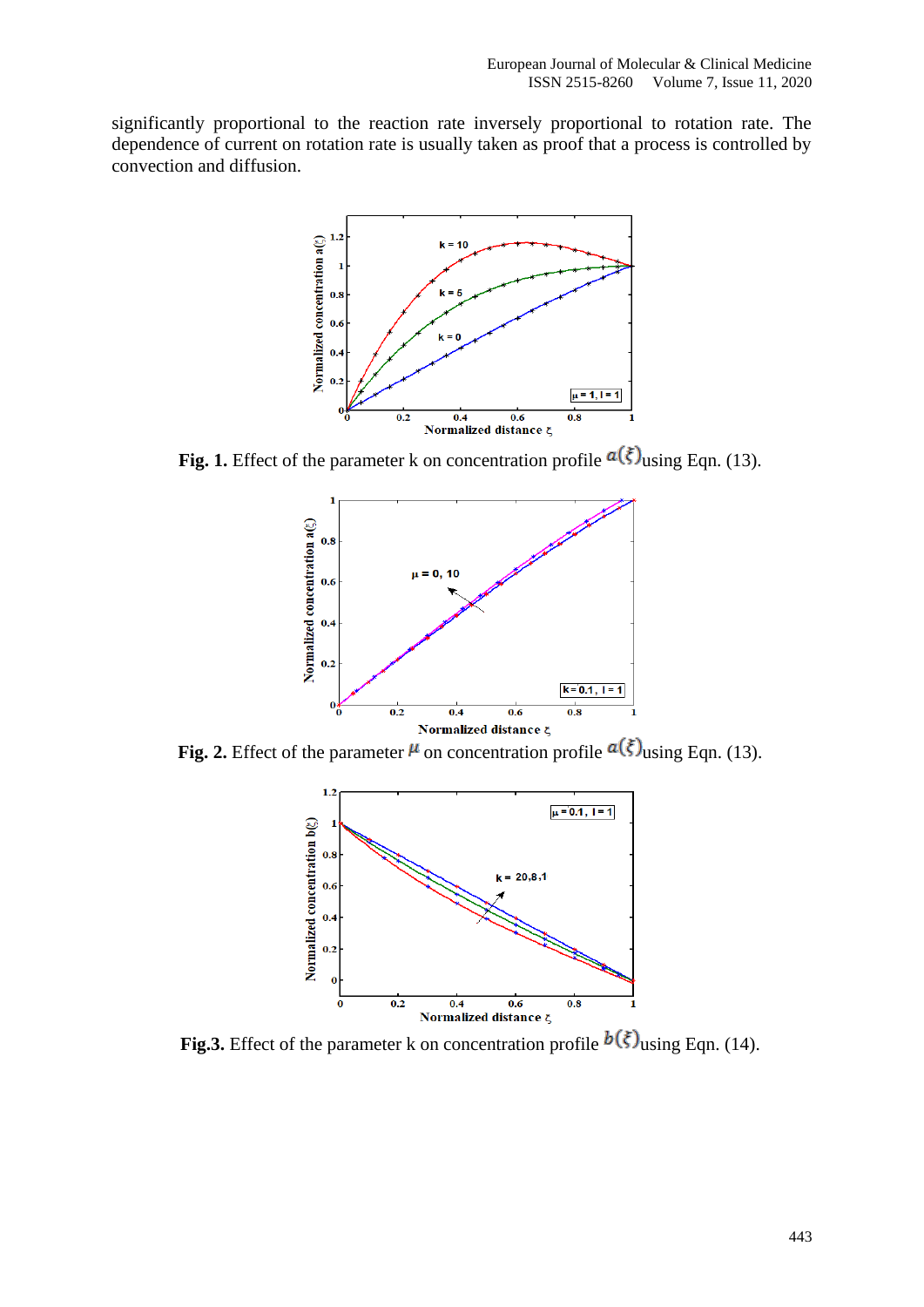significantly proportional to the reaction rate inversely proportional to rotation rate. The dependence of current on rotation rate is usually taken as proof that a process is controlled by convection and diffusion.

**Fig. 1.** Effect of the parameter k on concentration profile $a(\xi)$ using Eqn. (13).

**Fig. 2.** Effect of the parameter $\mu$ on concentration profile $a(\xi)$ using Eqn. (13).

**Fig.3.** Effect of the parameter k on concentration profile $b(\xi)$ using Eqn. (14).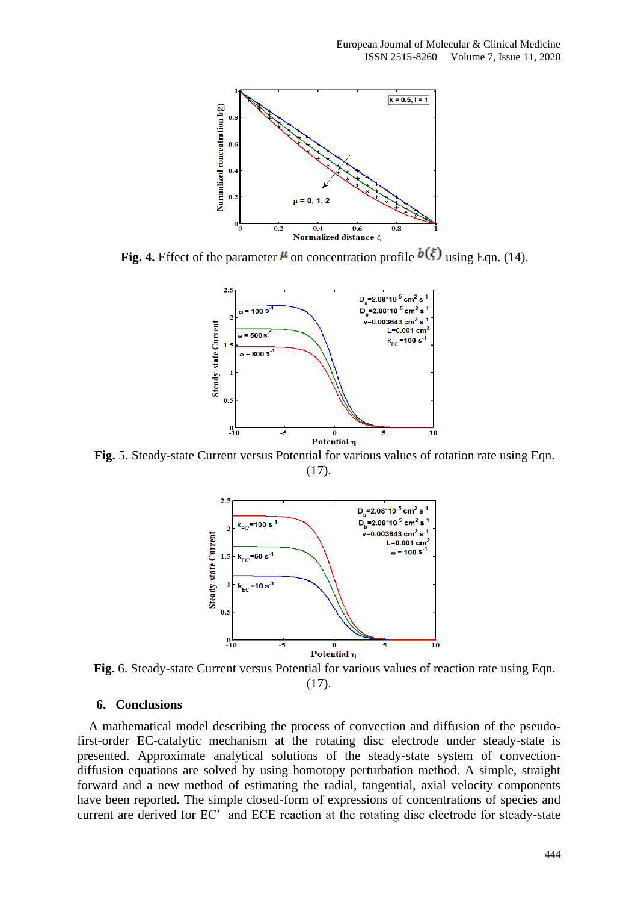**Fig. 4.** Effect of the parameter $\mu$ on concentration profile $b(\xi)$ using Eqn. (14).

**Fig.** 5. Steady-state Current versus Potential for various values of rotation rate using Eqn. (17).

**Fig.** 6. Steady-state Current versus Potential for various values of reaction rate using Eqn. (17).

## 6. Conclusions

A mathematical model describing the process of convection and diffusion of the pseudo-first-order EC-catalytic mechanism at the rotating disc electrode under steady-state is presented. Approximate analytical solutions of the steady-state system of convection-diffusion equations are solved by using homotopy perturbation method. A simple, straight forward and a new method of estimating the radial, tangential, axial velocity components have been reported. The simple closed-form of expressions of concentrations of species and current are derived for EC′ and ECE reaction at the rotating disc electrode for steady-state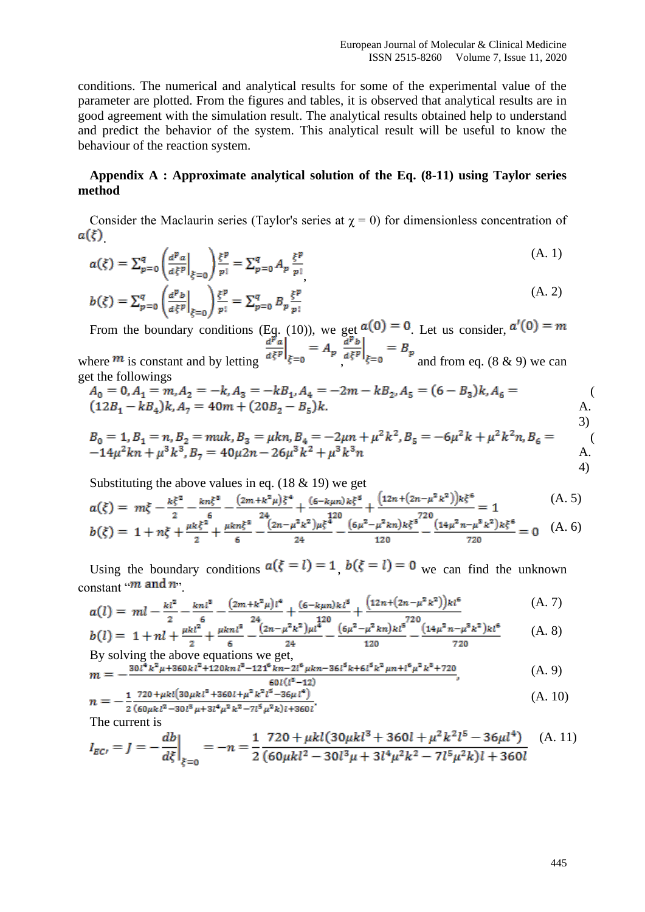conditions. The numerical and analytical results for some of the experimental value of the parameter are plotted. From the figures and tables, it is observed that analytical results are in good agreement with the simulation result. The analytical results obtained help to understand and predict the behavior of the system. This analytical result will be useful to know the behaviour of the reaction system.

**Appendix A : Approximate analytical solution of the Eq. (8-11) using Taylor series method**

Consider the Maclaurin series (Taylor's series at $\chi = 0$) for dimensionless concentration of $a(\xi)$.

$$a(\xi) = \sum_{p=0}^{q}\left(\left.\frac{d^p a}{d\xi^p}\right|_{\xi=0}\right)\frac{\xi^p}{p!} = \sum_{p=0}^{q} A_p \frac{\xi^p}{p!}, \tag{A. 1}$$

$$b(\xi) = \sum_{p=0}^{q}\left(\left.\frac{d^p b}{d\xi^p}\right|_{\xi=0}\right)\frac{\xi^p}{p!} = \sum_{p=0}^{q} B_p \frac{\xi^p}{p!} \tag{A. 2}$$

From the boundary conditions (Eq. (10)), we get $a(0) = 0$. Let us consider, $a'(0) = m$ where $m$ is constant and by letting $\left.\frac{d^p a}{d\xi^p}\right|_{\xi=0} = A_p$, $\left.\frac{d^p b}{d\xi^p}\right|_{\xi=0} = B_p$ and from eq. (8 & 9) we can get the followings

$$A_0 = 0, A_1 = m, A_2 = -k, A_3 = -kB_1, A_4 = -2m - kB_2, A_5 = (6 - B_3)k, A_6 = (12B_1 - kB_4)k, A_7 = 40m + (20B_2 - B_5)k. \tag{A. 3}$$

$$B_0 = 1, B_1 = n, B_2 = muk, B_3 = \mu kn, B_4 = -2\mu n + \mu^2 k^2, B_5 = -6\mu^2 k + \mu^2 k^2 n, B_6 = -14\mu^2 kn + \mu^3 k^3, B_7 = 40\mu 2n - 26\mu^3 k^2 + \mu^3 k^3 n \tag{A. 4}$$

Substituting the above values in eq. (18 & 19) we get

$$a(\xi) = m\xi - \frac{k\xi^2}{2} - \frac{kn\xi^3}{6} - \frac{(2m + k^2\mu)\xi^4}{24} + \frac{(6 - k\mu n)k\xi^5}{120} + \frac{(12n + (2n - \mu^2 k^2))k\xi^6}{720} = 1 \tag{A. 5}$$

$$b(\xi) = 1 + n\xi + \frac{\mu k\xi^2}{2} + \frac{\mu kn\xi^3}{6} - \frac{(2n - \mu^2 k^2)\mu\xi^4}{24} - \frac{(6\mu^2 - \mu^2 kn)k\xi^5}{120} - \frac{(14\mu^2 n - \mu^3 k^2)k\xi^6}{720} = 0 \tag{A. 6}$$

Using the boundary conditions $a(\xi = l) = 1$, $b(\xi = l) = 0$ we can find the unknown constant "$m$ and $n$".

$$a(l) = ml - \frac{kl^2}{2} - \frac{knl^3}{6} - \frac{(2m + k^2\mu)l^4}{24} + \frac{(6 - k\mu n)kl^5}{120} + \frac{(12n + (2n - \mu^2 k^2))kl^6}{720} \tag{A. 7}$$

$$b(l) = 1 + nl + \frac{\mu kl^2}{2} + \frac{\mu knl^3}{6} - \frac{(2n - \mu^2 k^2)\mu l^4}{24} - \frac{(6\mu^2 - \mu^2 kn)kl^5}{120} - \frac{(14\mu^2 n - \mu^3 k^2)kl^6}{720} \tag{A. 8}$$

By solving the above equations we get,

$$m = -\frac{30l^4k^2\mu + 360kl^2 + 120knl^3 - 12l^6kn - 2l^5\mu kn - 36l^5k + 6l^5k^2\mu n + l^6\mu^2k^3 + 720}{60l(l^3 - 12)}, \tag{A. 9}$$

$$n = -\frac{1}{2}\frac{720 + \mu kl(30\mu kl^3 + 360l + \mu^2k^2l^5 - 36\mu l^4)}{(60\mu kl^2 - 30l^3\mu + 3l^4\mu^2k^2 - 7l^5\mu^2k)l + 360l}. \tag{A. 10}$$

The current is

$$I_{EC'} = J = -\left.\frac{db}{d\xi}\right|_{\xi=0} = -n = \frac{1}{2}\frac{720 + \mu kl(30\mu kl^3 + 360l + \mu^2k^2l^5 - 36\mu l^4)}{(60\mu kl^2 - 30l^3\mu + 3l^4\mu^2k^2 - 7l^5\mu^2k)l + 360l} \tag{A. 11}$$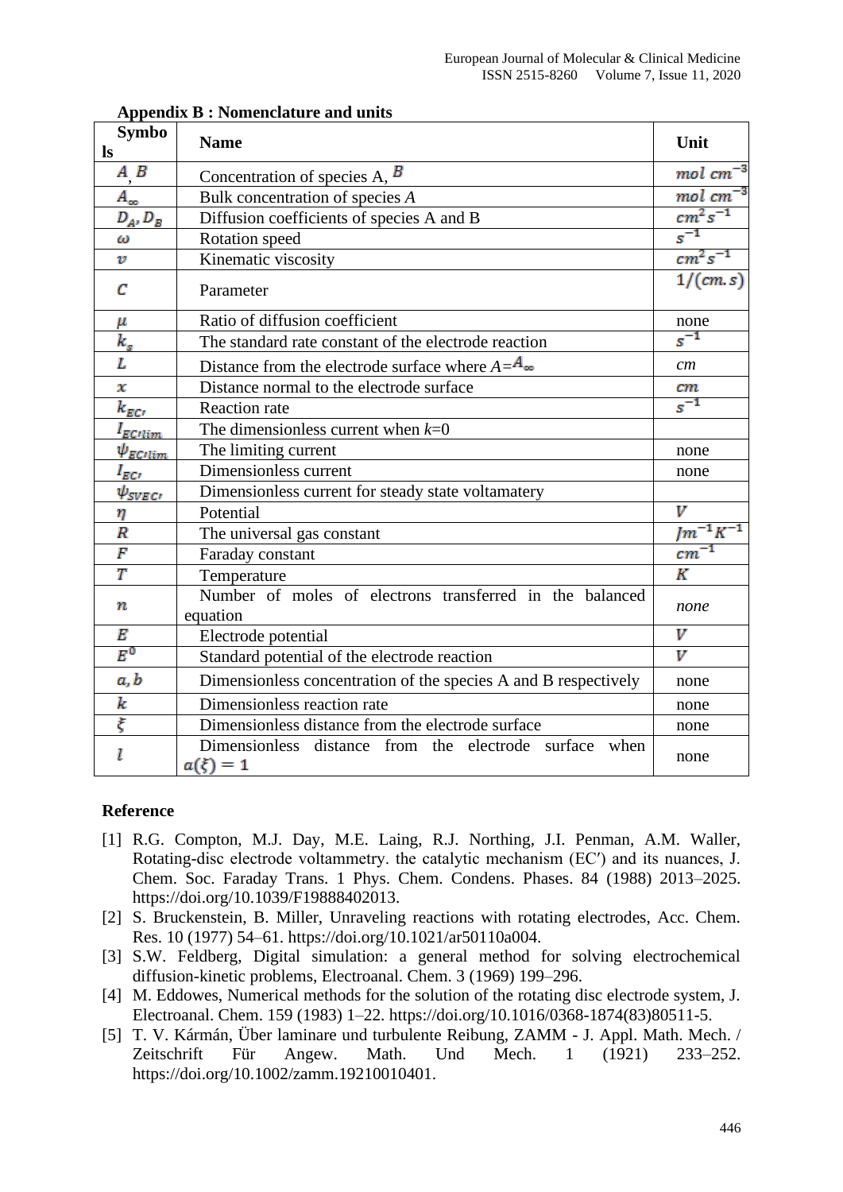**Appendix B : Nomenclature and units**

| Symbols | Name | Unit |
|---|---|---|
| $A$, $B$ | Concentration of species A, $B$ | $mol\ cm^{-3}$ |
| $A_{\infty}$ | Bulk concentration of species $A$ | $mol\ cm^{-3}$ |
| $D_A, D_B$ | Diffusion coefficients of species A and B | $cm^2 s^{-1}$ |
| $\omega$ | Rotation speed | $s^{-1}$ |
| $v$ | Kinematic viscosity | $cm^2 s^{-1}$ |
| $C$ | Parameter | $1/(cm.s)$ |
| $\mu$ | Ratio of diffusion coefficient | none |
| $k_s$ | The standard rate constant of the electrode reaction | $s^{-1}$ |
| $L$ | Distance from the electrode surface where $A$=$A_{\infty}$ | *cm* |
| $x$ | Distance normal to the electrode surface | $cm$ |
| $k_{EC'}$ | Reaction rate | $s^{-1}$ |
| $I_{EC'lim}$ | The dimensionless current when $k$=0 | |
| $\psi_{EC'lim}$ | The limiting current | none |
| $I_{EC'}$ | Dimensionless current | none |
| $\psi_{SVEC'}$ | Dimensionless current for steady state voltamatery | |
| $\eta$ | Potential | $V$ |
| $R$ | The universal gas constant | $Jm^{-1}K^{-1}$ |
| $F$ | Faraday constant | $cm^{-1}$ |
| $T$ | Temperature | $K$ |
| $n$ | Number of moles of electrons transferred in the balanced equation | *none* |
| $E$ | Electrode potential | $V$ |
| $E^0$ | Standard potential of the electrode reaction | $V$ |
| $a, b$ | Dimensionless concentration of the species A and B respectively | none |
| $k$ | Dimensionless reaction rate | none |
| $\xi$ | Dimensionless distance from the electrode surface | none |
| $l$ | Dimensionless distance from the electrode surface when $a(\xi) = 1$ | none |

**Reference**

[1] R.G. Compton, M.J. Day, M.E. Laing, R.J. Northing, J.I. Penman, A.M. Waller, Rotating-disc electrode voltammetry. the catalytic mechanism (EC′) and its nuances, J. Chem. Soc. Faraday Trans. 1 Phys. Chem. Condens. Phases. 84 (1988) 2013–2025. https://doi.org/10.1039/F19888402013.

[2] S. Bruckenstein, B. Miller, Unraveling reactions with rotating electrodes, Acc. Chem. Res. 10 (1977) 54–61. https://doi.org/10.1021/ar50110a004.

[3] S.W. Feldberg, Digital simulation: a general method for solving electrochemical diffusion-kinetic problems, Electroanal. Chem. 3 (1969) 199–296.

[4] M. Eddowes, Numerical methods for the solution of the rotating disc electrode system, J. Electroanal. Chem. 159 (1983) 1–22. https://doi.org/10.1016/0368-1874(83)80511-5.

[5] T. V. Kármán, Über laminare und turbulente Reibung, ZAMM - J. Appl. Math. Mech. / Zeitschrift Für Angew. Math. Und Mech. 1 (1921) 233–252. https://doi.org/10.1002/zamm.19210010401.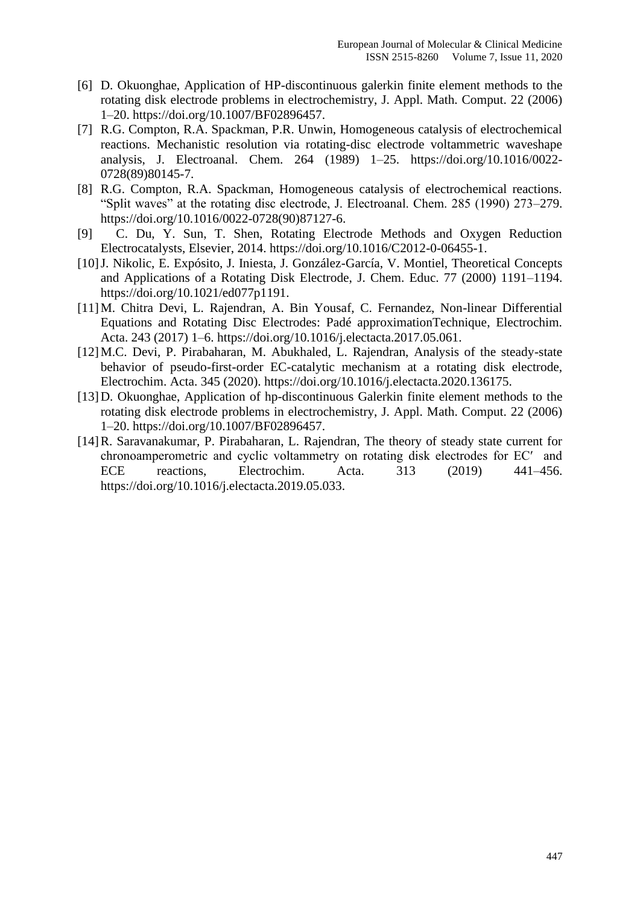[6] D. Okuonghae, Application of HP-discontinuous galerkin finite element methods to the rotating disk electrode problems in electrochemistry, J. Appl. Math. Comput. 22 (2006) 1–20. https://doi.org/10.1007/BF02896457.

[7] R.G. Compton, R.A. Spackman, P.R. Unwin, Homogeneous catalysis of electrochemical reactions. Mechanistic resolution via rotating-disc electrode voltammetric waveshape analysis, J. Electroanal. Chem. 264 (1989) 1–25. https://doi.org/10.1016/0022-0728(89)80145-7.

[8] R.G. Compton, R.A. Spackman, Homogeneous catalysis of electrochemical reactions. "Split waves" at the rotating disc electrode, J. Electroanal. Chem. 285 (1990) 273–279. https://doi.org/10.1016/0022-0728(90)87127-6.

[9] C. Du, Y. Sun, T. Shen, Rotating Electrode Methods and Oxygen Reduction Electrocatalysts, Elsevier, 2014. https://doi.org/10.1016/C2012-0-06455-1.

[10] J. Nikolic, E. Expósito, J. Iniesta, J. González-García, V. Montiel, Theoretical Concepts and Applications of a Rotating Disk Electrode, J. Chem. Educ. 77 (2000) 1191–1194. https://doi.org/10.1021/ed077p1191.

[11] M. Chitra Devi, L. Rajendran, A. Bin Yousaf, C. Fernandez, Non-linear Differential Equations and Rotating Disc Electrodes: Padé approximationTechnique, Electrochim. Acta. 243 (2017) 1–6. https://doi.org/10.1016/j.electacta.2017.05.061.

[12] M.C. Devi, P. Pirabaharan, M. Abukhaled, L. Rajendran, Analysis of the steady-state behavior of pseudo-first-order EC-catalytic mechanism at a rotating disk electrode, Electrochim. Acta. 345 (2020). https://doi.org/10.1016/j.electacta.2020.136175.

[13] D. Okuonghae, Application of hp-discontinuous Galerkin finite element methods to the rotating disk electrode problems in electrochemistry, J. Appl. Math. Comput. 22 (2006) 1–20. https://doi.org/10.1007/BF02896457.

[14] R. Saravanakumar, P. Pirabaharan, L. Rajendran, The theory of steady state current for chronoamperometric and cyclic voltammetry on rotating disk electrodes for EC′ and ECE reactions, Electrochim. Acta. 313 (2019) 441–456. https://doi.org/10.1016/j.electacta.2019.05.033.